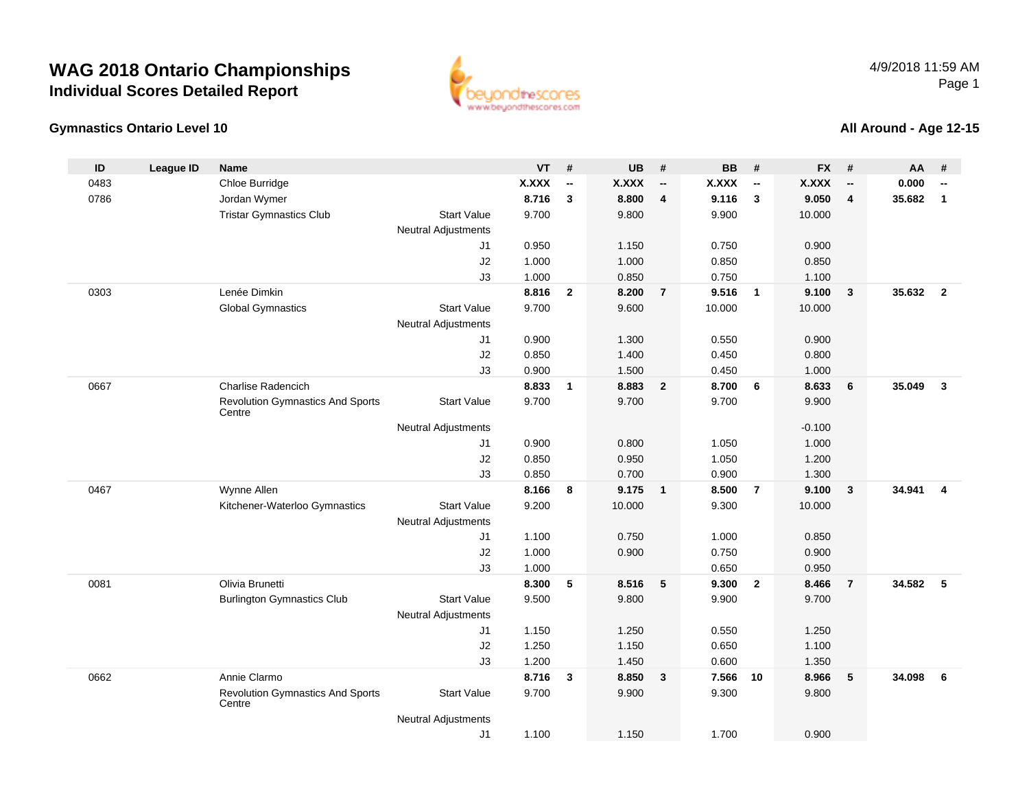# WAG 2018 Ontario Championships

## Individual Scores Detailed Report

4/9/2018 11:59 AM

### Gymnastics Ontario Level 10

### All Around - Age 12-15

| ID | League ID | Name | | | VT | # | UB | # | BB | # | FX | # | AA | # |
|---|---|---|---|---|---|---|---|---|---|---|---|---|---|---|
| 0483 | | Chloe Burridge | | | **X.XXX** | **--** | **X.XXX** | **--** | **X.XXX** | **--** | **X.XXX** | **--** | **0.000** | **--** |
| 0786 | | Jordan Wymer | | | **8.716** | **3** | **8.800** | **4** | **9.116** | **3** | **9.050** | **4** | **35.682** | **1** |
| | | Tristar Gymnastics Club | Start Value | | 9.700 | | 9.800 | | 9.900 | | 10.000 | | | |
| | | | Neutral Adjustments | | | | | | | | | | | |
| | | | | J1 | 0.950 | | 1.150 | | 0.750 | | 0.900 | | | |
| | | | | J2 | 1.000 | | 1.000 | | 0.850 | | 0.850 | | | |
| | | | | J3 | 1.000 | | 0.850 | | 0.750 | | 1.100 | | | |
| 0303 | | Lenée Dimkin | | | **8.816** | **2** | **8.200** | **7** | **9.516** | **1** | **9.100** | **3** | **35.632** | **2** |
| | | Global Gymnastics | Start Value | | 9.700 | | 9.600 | | 10.000 | | 10.000 | | | |
| | | | Neutral Adjustments | | | | | | | | | | | |
| | | | | J1 | 0.900 | | 1.300 | | 0.550 | | 0.900 | | | |
| | | | | J2 | 0.850 | | 1.400 | | 0.450 | | 0.800 | | | |
| | | | | J3 | 0.900 | | 1.500 | | 0.450 | | 1.000 | | | |
| 0667 | | Charlise Radencich | | | **8.833** | **1** | **8.883** | **2** | **8.700** | **6** | **8.633** | **6** | **35.049** | **3** |
| | | Revolution Gymnastics And Sports Centre | Start Value | | 9.700 | | 9.700 | | 9.700 | | 9.900 | | | |
| | | | Neutral Adjustments | | | | | | | | -0.100 | | | |
| | | | | J1 | 0.900 | | 0.800 | | 1.050 | | 1.000 | | | |
| | | | | J2 | 0.850 | | 0.950 | | 1.050 | | 1.200 | | | |
| | | | | J3 | 0.850 | | 0.700 | | 0.900 | | 1.300 | | | |
| 0467 | | Wynne Allen | | | **8.166** | **8** | **9.175** | **1** | **8.500** | **7** | **9.100** | **3** | **34.941** | **4** |
| | | Kitchener-Waterloo Gymnastics | Start Value | | 9.200 | | 10.000 | | 9.300 | | 10.000 | | | |
| | | | Neutral Adjustments | | | | | | | | | | | |
| | | | | J1 | 1.100 | | 0.750 | | 1.000 | | 0.850 | | | |
| | | | | J2 | 1.000 | | 0.900 | | 0.750 | | 0.900 | | | |
| | | | | J3 | 1.000 | | | | 0.650 | | 0.950 | | | |
| 0081 | | Olivia Brunetti | | | **8.300** | **5** | **8.516** | **5** | **9.300** | **2** | **8.466** | **7** | **34.582** | **5** |
| | | Burlington Gymnastics Club | Start Value | | 9.500 | | 9.800 | | 9.900 | | 9.700 | | | |
| | | | Neutral Adjustments | | | | | | | | | | | |
| | | | | J1 | 1.150 | | 1.250 | | 0.550 | | 1.250 | | | |
| | | | | J2 | 1.250 | | 1.150 | | 0.650 | | 1.100 | | | |
| | | | | J3 | 1.200 | | 1.450 | | 0.600 | | 1.350 | | | |
| 0662 | | Annie Clarmo | | | **8.716** | **3** | **8.850** | **3** | **7.566** | **10** | **8.966** | **5** | **34.098** | **6** |
| | | Revolution Gymnastics And Sports Centre | Start Value | | 9.700 | | 9.900 | | 9.300 | | 9.800 | | | |
| | | | Neutral Adjustments | | | | | | | | | | | |
| | | | | J1 | 1.100 | | 1.150 | | 1.700 | | 0.900 | | | |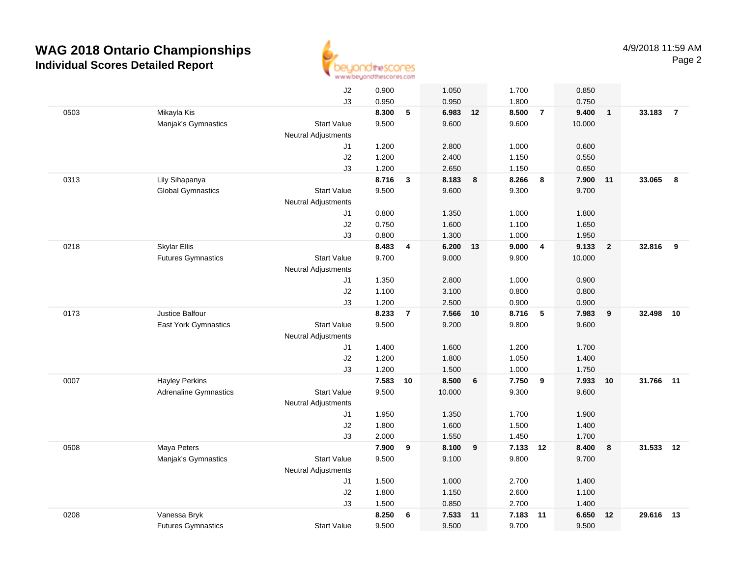# WAG 2018 Ontario Championships
## Individual Scores Detailed Report

4/9/2018 11:59 AM

| # | Name / Club | | Vault | Rank | Bars | Rank | Beam | Rank | Floor | Rank | AA | Rank |
|---|---|---|---|---|---|---|---|---|---|---|---|---|
| | | J2 | 0.900 | | 1.050 | | 1.700 | | 0.850 | | | |
| | | J3 | 0.950 | | 0.950 | | 1.800 | | 0.750 | | | |
| 0503 | Mikayla Kis | | **8.300** | **5** | **6.983** | **12** | **8.500** | **7** | **9.400** | **1** | **33.183** | **7** |
| | Manjak's Gymnastics | Start Value | 9.500 | | 9.600 | | 9.600 | | 10.000 | | | |
| | | Neutral Adjustments | | | | | | | | | | |
| | | J1 | 1.200 | | 2.800 | | 1.000 | | 0.600 | | | |
| | | J2 | 1.200 | | 2.400 | | 1.150 | | 0.550 | | | |
| | | J3 | 1.200 | | 2.650 | | 1.150 | | 0.650 | | | |
| 0313 | Lily Sihapanya | | **8.716** | **3** | **8.183** | **8** | **8.266** | **8** | **7.900** | **11** | **33.065** | **8** |
| | Global Gymnastics | Start Value | 9.500 | | 9.600 | | 9.300 | | 9.700 | | | |
| | | Neutral Adjustments | | | | | | | | | | |
| | | J1 | 0.800 | | 1.350 | | 1.000 | | 1.800 | | | |
| | | J2 | 0.750 | | 1.600 | | 1.100 | | 1.650 | | | |
| | | J3 | 0.800 | | 1.300 | | 1.000 | | 1.950 | | | |
| 0218 | Skylar Ellis | | **8.483** | **4** | **6.200** | **13** | **9.000** | **4** | **9.133** | **2** | **32.816** | **9** |
| | Futures Gymnastics | Start Value | 9.700 | | 9.000 | | 9.900 | | 10.000 | | | |
| | | Neutral Adjustments | | | | | | | | | | |
| | | J1 | 1.350 | | 2.800 | | 1.000 | | 0.900 | | | |
| | | J2 | 1.100 | | 3.100 | | 0.800 | | 0.800 | | | |
| | | J3 | 1.200 | | 2.500 | | 0.900 | | 0.900 | | | |
| 0173 | Justice Balfour | | **8.233** | **7** | **7.566** | **10** | **8.716** | **5** | **7.983** | **9** | **32.498** | **10** |
| | East York Gymnastics | Start Value | 9.500 | | 9.200 | | 9.800 | | 9.600 | | | |
| | | Neutral Adjustments | | | | | | | | | | |
| | | J1 | 1.400 | | 1.600 | | 1.200 | | 1.700 | | | |
| | | J2 | 1.200 | | 1.800 | | 1.050 | | 1.400 | | | |
| | | J3 | 1.200 | | 1.500 | | 1.000 | | 1.750 | | | |
| 0007 | Hayley Perkins | | **7.583** | **10** | **8.500** | **6** | **7.750** | **9** | **7.933** | **10** | **31.766** | **11** |
| | Adrenaline Gymnastics | Start Value | 9.500 | | 10.000 | | 9.300 | | 9.600 | | | |
| | | Neutral Adjustments | | | | | | | | | | |
| | | J1 | 1.950 | | 1.350 | | 1.700 | | 1.900 | | | |
| | | J2 | 1.800 | | 1.600 | | 1.500 | | 1.400 | | | |
| | | J3 | 2.000 | | 1.550 | | 1.450 | | 1.700 | | | |
| 0508 | Maya Peters | | **7.900** | **9** | **8.100** | **9** | **7.133** | **12** | **8.400** | **8** | **31.533** | **12** |
| | Manjak's Gymnastics | Start Value | 9.500 | | 9.100 | | 9.800 | | 9.700 | | | |
| | | Neutral Adjustments | | | | | | | | | | |
| | | J1 | 1.500 | | 1.000 | | 2.700 | | 1.400 | | | |
| | | J2 | 1.800 | | 1.150 | | 2.600 | | 1.100 | | | |
| | | J3 | 1.500 | | 0.850 | | 2.700 | | 1.400 | | | |
| 0208 | Vanessa Bryk | | **8.250** | **6** | **7.533** | **11** | **7.183** | **11** | **6.650** | **12** | **29.616** | **13** |
| | Futures Gymnastics | Start Value | 9.500 | | 9.500 | | 9.700 | | 9.500 | | | |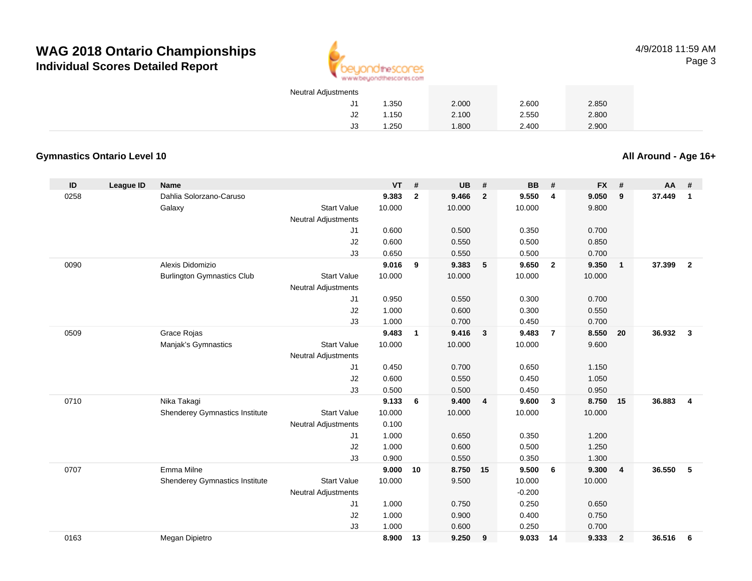# WAG 2018 Ontario Championships
## Individual Scores Detailed Report

4/9/2018 11:59 AM

| | | | | VT | | UB | | BB | | FX | | | |
|---|---|---|---|---|---|---|---|---|---|---|---|---|---|
| | | | Neutral Adjustments | | | | | | | | | | |
| | | | J1 | 1.350 | | 2.000 | | 2.600 | | 2.850 | | | |
| | | | J2 | 1.150 | | 2.100 | | 2.550 | | 2.800 | | | |
| | | | J3 | 1.250 | | 1.800 | | 2.400 | | 2.900 | | | |

### Gymnastics Ontario Level 10

**All Around - Age 16+**

| ID | League ID | Name | | VT | # | UB | # | BB | # | FX | # | AA | # |
|---|---|---|---|---|---|---|---|---|---|---|---|---|---|
| 0258 | | Dahlia Solorzano-Caruso | | **9.383** | **2** | **9.466** | **2** | **9.550** | **4** | **9.050** | **9** | **37.449** | **1** |
| | | Galaxy | Start Value | 10.000 | | 10.000 | | 10.000 | | 9.800 | | | |
| | | | Neutral Adjustments | | | | | | | | | | |
| | | | J1 | 0.600 | | 0.500 | | 0.350 | | 0.700 | | | |
| | | | J2 | 0.600 | | 0.550 | | 0.500 | | 0.850 | | | |
| | | | J3 | 0.650 | | 0.550 | | 0.500 | | 0.700 | | | |
| 0090 | | Alexis Didomizio | | **9.016** | **9** | **9.383** | **5** | **9.650** | **2** | **9.350** | **1** | **37.399** | **2** |
| | | Burlington Gymnastics Club | Start Value | 10.000 | | 10.000 | | 10.000 | | 10.000 | | | |
| | | | Neutral Adjustments | | | | | | | | | | |
| | | | J1 | 0.950 | | 0.550 | | 0.300 | | 0.700 | | | |
| | | | J2 | 1.000 | | 0.600 | | 0.300 | | 0.550 | | | |
| | | | J3 | 1.000 | | 0.700 | | 0.450 | | 0.700 | | | |
| 0509 | | Grace Rojas | | **9.483** | **1** | **9.416** | **3** | **9.483** | **7** | **8.550** | **20** | **36.932** | **3** |
| | | Manjak's Gymnastics | Start Value | 10.000 | | 10.000 | | 10.000 | | 9.600 | | | |
| | | | Neutral Adjustments | | | | | | | | | | |
| | | | J1 | 0.450 | | 0.700 | | 0.650 | | 1.150 | | | |
| | | | J2 | 0.600 | | 0.550 | | 0.450 | | 1.050 | | | |
| | | | J3 | 0.500 | | 0.500 | | 0.450 | | 0.950 | | | |
| 0710 | | Nika Takagi | | **9.133** | **6** | **9.400** | **4** | **9.600** | **3** | **8.750** | **15** | **36.883** | **4** |
| | | Shenderey Gymnastics Institute | Start Value | 10.000 | | 10.000 | | 10.000 | | 10.000 | | | |
| | | | Neutral Adjustments | 0.100 | | | | | | | | | |
| | | | J1 | 1.000 | | 0.650 | | 0.350 | | 1.200 | | | |
| | | | J2 | 1.000 | | 0.600 | | 0.500 | | 1.250 | | | |
| | | | J3 | 0.900 | | 0.550 | | 0.350 | | 1.300 | | | |
| 0707 | | Emma Milne | | **9.000** | **10** | **8.750** | **15** | **9.500** | **6** | **9.300** | **4** | **36.550** | **5** |
| | | Shenderey Gymnastics Institute | Start Value | 10.000 | | 9.500 | | 10.000 | | 10.000 | | | |
| | | | Neutral Adjustments | | | | | -0.200 | | | | | |
| | | | J1 | 1.000 | | 0.750 | | 0.250 | | 0.650 | | | |
| | | | J2 | 1.000 | | 0.900 | | 0.400 | | 0.750 | | | |
| | | | J3 | 1.000 | | 0.600 | | 0.250 | | 0.700 | | | |
| 0163 | | Megan Dipietro | | **8.900** | **13** | **9.250** | **9** | **9.033** | **14** | **9.333** | **2** | **36.516** | **6** |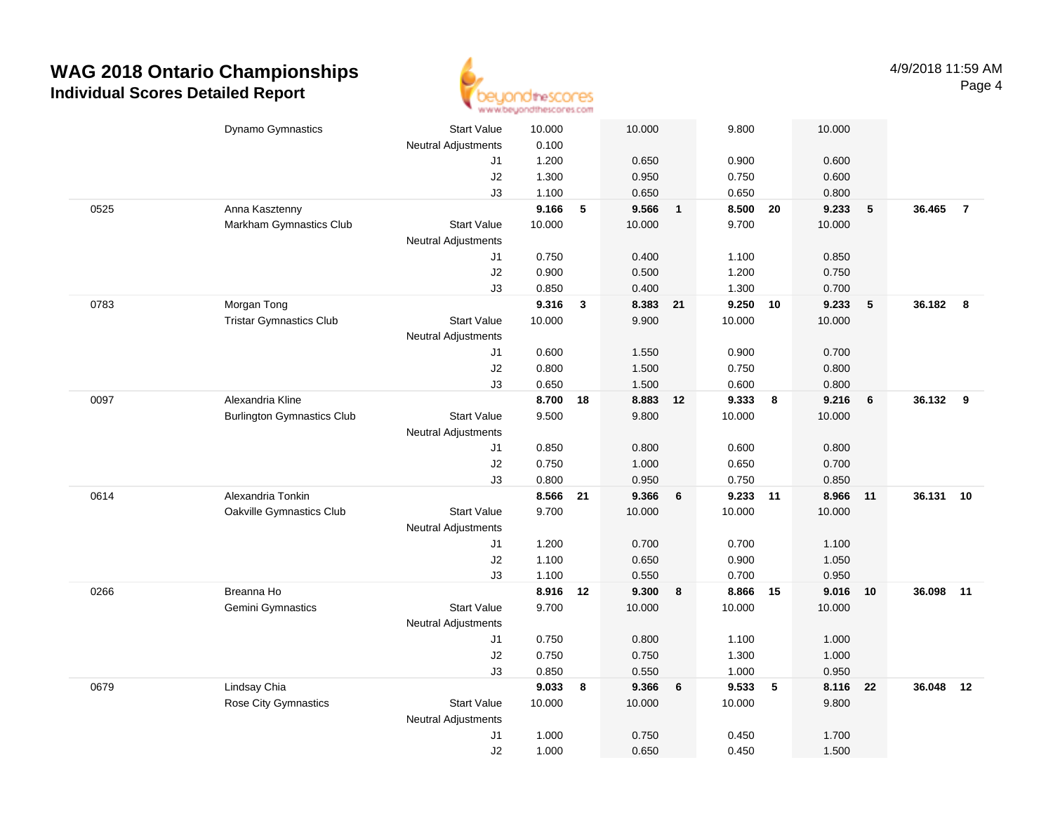# WAG 2018 Ontario Championships

## Individual Scores Detailed Report

4/9/2018 11:59 AM

| # | Name / Club | | Vault | Rk | Bars | Rk | Beam | Rk | Floor | Rk | AA | Rk |
|---|---|---|---|---|---|---|---|---|---|---|---|---|
| | Dynamo Gymnastics | Start Value | 10.000 | | 10.000 | | 9.800 | | 10.000 | | | |
| | | Neutral Adjustments | 0.100 | | | | | | | | | |
| | | J1 | 1.200 | | 0.650 | | 0.900 | | 0.600 | | | |
| | | J2 | 1.300 | | 0.950 | | 0.750 | | 0.600 | | | |
| | | J3 | 1.100 | | 0.650 | | 0.650 | | 0.800 | | | |
| 0525 | Anna Kasztenny | | **9.166** | **5** | **9.566** | **1** | **8.500** | **20** | **9.233** | **5** | **36.465** | **7** |
| | Markham Gymnastics Club | Start Value | 10.000 | | 10.000 | | 9.700 | | 10.000 | | | |
| | | Neutral Adjustments | | | | | | | | | | |
| | | J1 | 0.750 | | 0.400 | | 1.100 | | 0.850 | | | |
| | | J2 | 0.900 | | 0.500 | | 1.200 | | 0.750 | | | |
| | | J3 | 0.850 | | 0.400 | | 1.300 | | 0.700 | | | |
| 0783 | Morgan Tong | | **9.316** | **3** | **8.383** | **21** | **9.250** | **10** | **9.233** | **5** | **36.182** | **8** |
| | Tristar Gymnastics Club | Start Value | 10.000 | | 9.900 | | 10.000 | | 10.000 | | | |
| | | Neutral Adjustments | | | | | | | | | | |
| | | J1 | 0.600 | | 1.550 | | 0.900 | | 0.700 | | | |
| | | J2 | 0.800 | | 1.500 | | 0.750 | | 0.800 | | | |
| | | J3 | 0.650 | | 1.500 | | 0.600 | | 0.800 | | | |
| 0097 | Alexandria Kline | | **8.700** | **18** | **8.883** | **12** | **9.333** | **8** | **9.216** | **6** | **36.132** | **9** |
| | Burlington Gymnastics Club | Start Value | 9.500 | | 9.800 | | 10.000 | | 10.000 | | | |
| | | Neutral Adjustments | | | | | | | | | | |
| | | J1 | 0.850 | | 0.800 | | 0.600 | | 0.800 | | | |
| | | J2 | 0.750 | | 1.000 | | 0.650 | | 0.700 | | | |
| | | J3 | 0.800 | | 0.950 | | 0.750 | | 0.850 | | | |
| 0614 | Alexandria Tonkin | | **8.566** | **21** | **9.366** | **6** | **9.233** | **11** | **8.966** | **11** | **36.131** | **10** |
| | Oakville Gymnastics Club | Start Value | 9.700 | | 10.000 | | 10.000 | | 10.000 | | | |
| | | Neutral Adjustments | | | | | | | | | | |
| | | J1 | 1.200 | | 0.700 | | 0.700 | | 1.100 | | | |
| | | J2 | 1.100 | | 0.650 | | 0.900 | | 1.050 | | | |
| | | J3 | 1.100 | | 0.550 | | 0.700 | | 0.950 | | | |
| 0266 | Breanna Ho | | **8.916** | **12** | **9.300** | **8** | **8.866** | **15** | **9.016** | **10** | **36.098** | **11** |
| | Gemini Gymnastics | Start Value | 9.700 | | 10.000 | | 10.000 | | 10.000 | | | |
| | | Neutral Adjustments | | | | | | | | | | |
| | | J1 | 0.750 | | 0.800 | | 1.100 | | 1.000 | | | |
| | | J2 | 0.750 | | 0.750 | | 1.300 | | 1.000 | | | |
| | | J3 | 0.850 | | 0.550 | | 1.000 | | 0.950 | | | |
| 0679 | Lindsay Chia | | **9.033** | **8** | **9.366** | **6** | **9.533** | **5** | **8.116** | **22** | **36.048** | **12** |
| | Rose City Gymnastics | Start Value | 10.000 | | 10.000 | | 10.000 | | 9.800 | | | |
| | | Neutral Adjustments | | | | | | | | | | |
| | | J1 | 1.000 | | 0.750 | | 0.450 | | 1.700 | | | |
| | | J2 | 1.000 | | 0.650 | | 0.450 | | 1.500 | | | |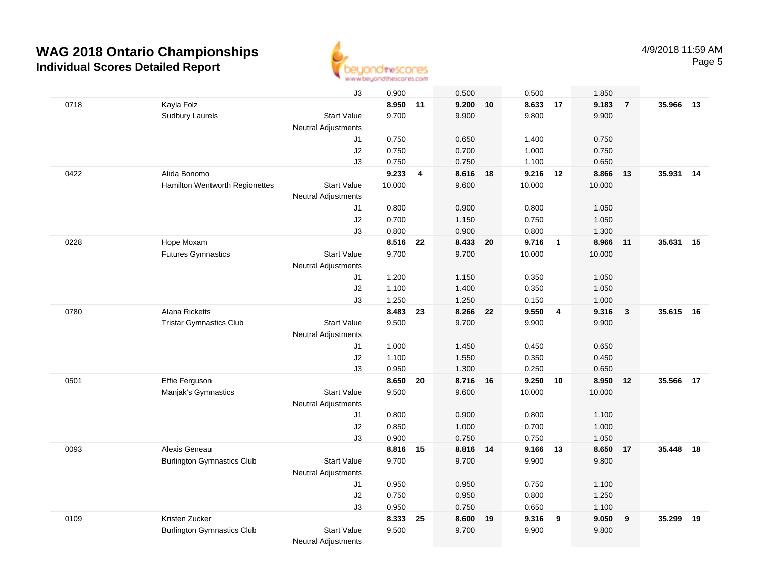# WAG 2018 Ontario Championships

## Individual Scores Detailed Report

| | | | | | | | | | | | | |
|---|---|---|---|---|---|---|---|---|---|---|---|---|
| | | J3 | 0.900 | | 0.500 | | 0.500 | | 1.850 | | | |
| 0718 | Kayla Folz | | **8.950** | **11** | **9.200** | **10** | **8.633** | **17** | **9.183** | **7** | **35.966** | **13** |
| | Sudbury Laurels | Start Value | 9.700 | | 9.900 | | 9.800 | | 9.900 | | | |
| | | Neutral Adjustments | | | | | | | | | | |
| | | J1 | 0.750 | | 0.650 | | 1.400 | | 0.750 | | | |
| | | J2 | 0.750 | | 0.700 | | 1.000 | | 0.750 | | | |
| | | J3 | 0.750 | | 0.750 | | 1.100 | | 0.650 | | | |
| 0422 | Alida Bonomo | | **9.233** | **4** | **8.616** | **18** | **9.216** | **12** | **8.866** | **13** | **35.931** | **14** |
| | Hamilton Wentworth Regionettes | Start Value | 10.000 | | 9.600 | | 10.000 | | 10.000 | | | |
| | | Neutral Adjustments | | | | | | | | | | |
| | | J1 | 0.800 | | 0.900 | | 0.800 | | 1.050 | | | |
| | | J2 | 0.700 | | 1.150 | | 0.750 | | 1.050 | | | |
| | | J3 | 0.800 | | 0.900 | | 0.800 | | 1.300 | | | |
| 0228 | Hope Moxam | | **8.516** | **22** | **8.433** | **20** | **9.716** | **1** | **8.966** | **11** | **35.631** | **15** |
| | Futures Gymnastics | Start Value | 9.700 | | 9.700 | | 10.000 | | 10.000 | | | |
| | | Neutral Adjustments | | | | | | | | | | |
| | | J1 | 1.200 | | 1.150 | | 0.350 | | 1.050 | | | |
| | | J2 | 1.100 | | 1.400 | | 0.350 | | 1.050 | | | |
| | | J3 | 1.250 | | 1.250 | | 0.150 | | 1.000 | | | |
| 0780 | Alana Ricketts | | **8.483** | **23** | **8.266** | **22** | **9.550** | **4** | **9.316** | **3** | **35.615** | **16** |
| | Tristar Gymnastics Club | Start Value | 9.500 | | 9.700 | | 9.900 | | 9.900 | | | |
| | | Neutral Adjustments | | | | | | | | | | |
| | | J1 | 1.000 | | 1.450 | | 0.450 | | 0.650 | | | |
| | | J2 | 1.100 | | 1.550 | | 0.350 | | 0.450 | | | |
| | | J3 | 0.950 | | 1.300 | | 0.250 | | 0.650 | | | |
| 0501 | Effie Ferguson | | **8.650** | **20** | **8.716** | **16** | **9.250** | **10** | **8.950** | **12** | **35.566** | **17** |
| | Manjak's Gymnastics | Start Value | 9.500 | | 9.600 | | 10.000 | | 10.000 | | | |
| | | Neutral Adjustments | | | | | | | | | | |
| | | J1 | 0.800 | | 0.900 | | 0.800 | | 1.100 | | | |
| | | J2 | 0.850 | | 1.000 | | 0.700 | | 1.000 | | | |
| | | J3 | 0.900 | | 0.750 | | 0.750 | | 1.050 | | | |
| 0093 | Alexis Geneau | | **8.816** | **15** | **8.816** | **14** | **9.166** | **13** | **8.650** | **17** | **35.448** | **18** |
| | Burlington Gymnastics Club | Start Value | 9.700 | | 9.700 | | 9.900 | | 9.800 | | | |
| | | Neutral Adjustments | | | | | | | | | | |
| | | J1 | 0.950 | | 0.950 | | 0.750 | | 1.100 | | | |
| | | J2 | 0.750 | | 0.950 | | 0.800 | | 1.250 | | | |
| | | J3 | 0.950 | | 0.750 | | 0.650 | | 1.100 | | | |
| 0109 | Kristen Zucker | | **8.333** | **25** | **8.600** | **19** | **9.316** | **9** | **9.050** | **9** | **35.299** | **19** |
| | Burlington Gymnastics Club | Start Value | 9.500 | | 9.700 | | 9.900 | | 9.800 | | | |
| | | Neutral Adjustments | | | | | | | | | | |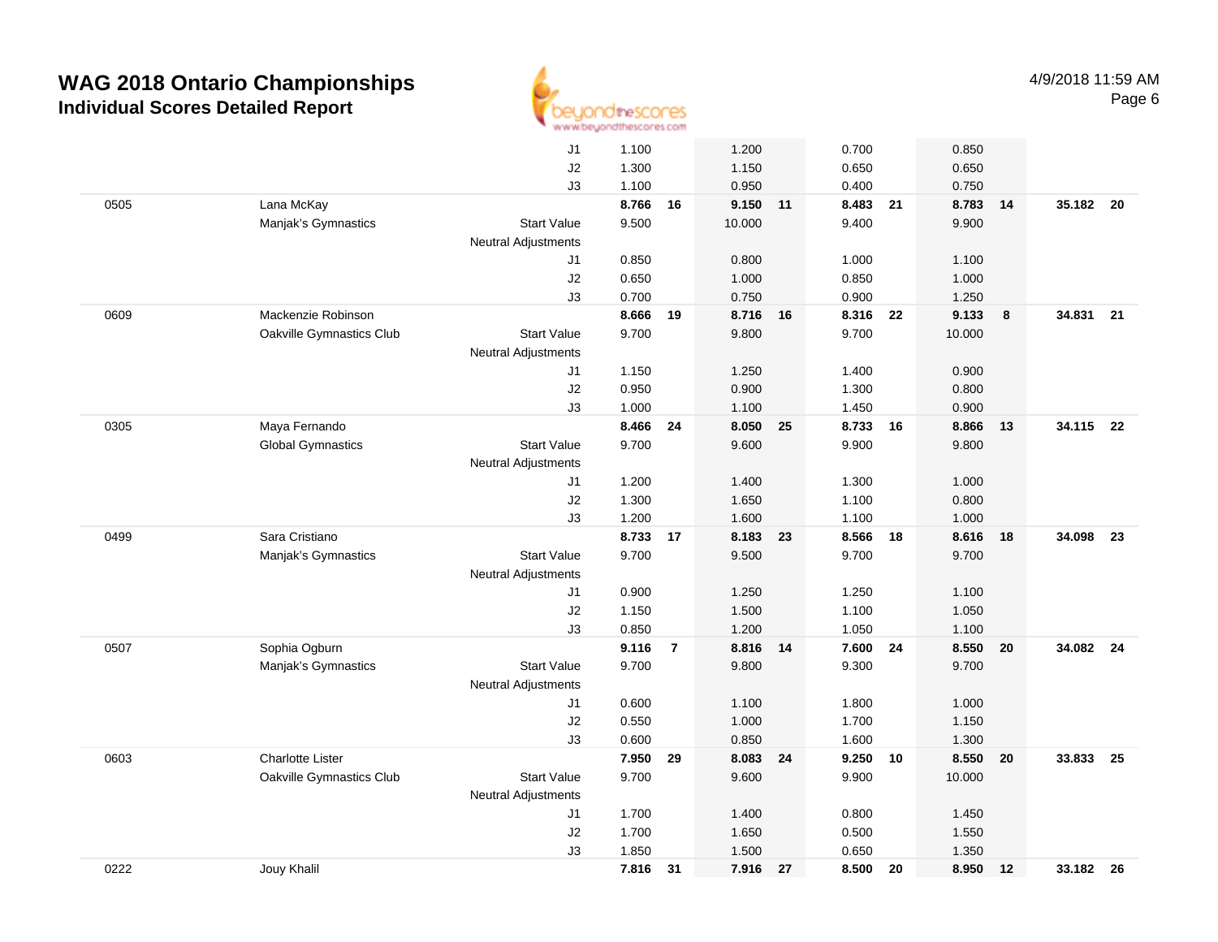# WAG 2018 Ontario Championships
## Individual Scores Detailed Report

4/9/2018 11:59 AM

| ID | Name / Club | | Vault | Rank | Bars | Rank | Beam | Rank | Floor | Rank | AA | Rank |
|---|---|---|---|---|---|---|---|---|---|---|---|---|
| | | J1 | 1.100 | | 1.200 | | 0.700 | | 0.850 | | | |
| | | J2 | 1.300 | | 1.150 | | 0.650 | | 0.650 | | | |
| | | J3 | 1.100 | | 0.950 | | 0.400 | | 0.750 | | | |
| 0505 | Lana McKay | | **8.766** | **16** | **9.150** | **11** | **8.483** | **21** | **8.783** | **14** | **35.182** | **20** |
| | Manjak's Gymnastics | Start Value | 9.500 | | 10.000 | | 9.400 | | 9.900 | | | |
| | | Neutral Adjustments | | | | | | | | | | |
| | | J1 | 0.850 | | 0.800 | | 1.000 | | 1.100 | | | |
| | | J2 | 0.650 | | 1.000 | | 0.850 | | 1.000 | | | |
| | | J3 | 0.700 | | 0.750 | | 0.900 | | 1.250 | | | |
| 0609 | Mackenzie Robinson | | **8.666** | **19** | **8.716** | **16** | **8.316** | **22** | **9.133** | **8** | **34.831** | **21** |
| | Oakville Gymnastics Club | Start Value | 9.700 | | 9.800 | | 9.700 | | 10.000 | | | |
| | | Neutral Adjustments | | | | | | | | | | |
| | | J1 | 1.150 | | 1.250 | | 1.400 | | 0.900 | | | |
| | | J2 | 0.950 | | 0.900 | | 1.300 | | 0.800 | | | |
| | | J3 | 1.000 | | 1.100 | | 1.450 | | 0.900 | | | |
| 0305 | Maya Fernando | | **8.466** | **24** | **8.050** | **25** | **8.733** | **16** | **8.866** | **13** | **34.115** | **22** |
| | Global Gymnastics | Start Value | 9.700 | | 9.600 | | 9.900 | | 9.800 | | | |
| | | Neutral Adjustments | | | | | | | | | | |
| | | J1 | 1.200 | | 1.400 | | 1.300 | | 1.000 | | | |
| | | J2 | 1.300 | | 1.650 | | 1.100 | | 0.800 | | | |
| | | J3 | 1.200 | | 1.600 | | 1.100 | | 1.000 | | | |
| 0499 | Sara Cristiano | | **8.733** | **17** | **8.183** | **23** | **8.566** | **18** | **8.616** | **18** | **34.098** | **23** |
| | Manjak's Gymnastics | Start Value | 9.700 | | 9.500 | | 9.700 | | 9.700 | | | |
| | | Neutral Adjustments | | | | | | | | | | |
| | | J1 | 0.900 | | 1.250 | | 1.250 | | 1.100 | | | |
| | | J2 | 1.150 | | 1.500 | | 1.100 | | 1.050 | | | |
| | | J3 | 0.850 | | 1.200 | | 1.050 | | 1.100 | | | |
| 0507 | Sophia Ogburn | | **9.116** | **7** | **8.816** | **14** | **7.600** | **24** | **8.550** | **20** | **34.082** | **24** |
| | Manjak's Gymnastics | Start Value | 9.700 | | 9.800 | | 9.300 | | 9.700 | | | |
| | | Neutral Adjustments | | | | | | | | | | |
| | | J1 | 0.600 | | 1.100 | | 1.800 | | 1.000 | | | |
| | | J2 | 0.550 | | 1.000 | | 1.700 | | 1.150 | | | |
| | | J3 | 0.600 | | 0.850 | | 1.600 | | 1.300 | | | |
| 0603 | Charlotte Lister | | **7.950** | **29** | **8.083** | **24** | **9.250** | **10** | **8.550** | **20** | **33.833** | **25** |
| | Oakville Gymnastics Club | Start Value | 9.700 | | 9.600 | | 9.900 | | 10.000 | | | |
| | | Neutral Adjustments | | | | | | | | | | |
| | | J1 | 1.700 | | 1.400 | | 0.800 | | 1.450 | | | |
| | | J2 | 1.700 | | 1.650 | | 0.500 | | 1.550 | | | |
| | | J3 | 1.850 | | 1.500 | | 0.650 | | 1.350 | | | |
| 0222 | Jouy Khalil | | **7.816** | **31** | **7.916** | **27** | **8.500** | **20** | **8.950** | **12** | **33.182** | **26** |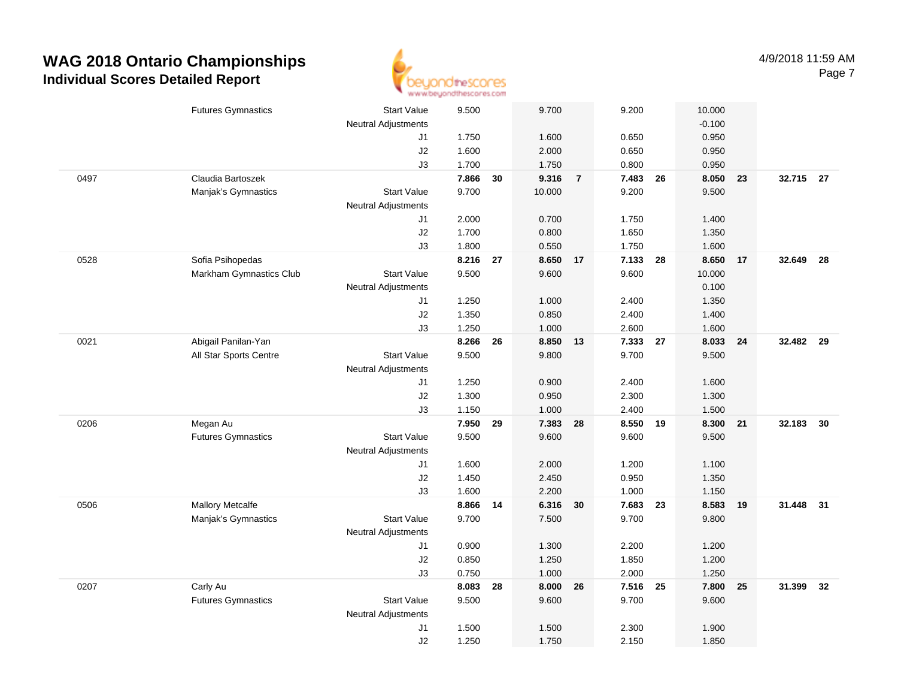# WAG 2018 Ontario Championships
## Individual Scores Detailed Report

4/9/2018 11:59 AM

| | | | | | | | | | | | | |
|---|---|---|---|---|---|---|---|---|---|---|---|---|
| | Futures Gymnastics | Start Value | 9.500 | | 9.700 | | 9.200 | | 10.000 | | | |
| | | Neutral Adjustments | | | | | | | -0.100 | | | |
| | | J1 | 1.750 | | 1.600 | | 0.650 | | 0.950 | | | |
| | | J2 | 1.600 | | 2.000 | | 0.650 | | 0.950 | | | |
| | | J3 | 1.700 | | 1.750 | | 0.800 | | 0.950 | | | |
| 0497 | Claudia Bartoszek | | **7.866** | **30** | **9.316** | **7** | **7.483** | **26** | **8.050** | **23** | **32.715** | **27** |
| | Manjak's Gymnastics | Start Value | 9.700 | | 10.000 | | 9.200 | | 9.500 | | | |
| | | Neutral Adjustments | | | | | | | | | | |
| | | J1 | 2.000 | | 0.700 | | 1.750 | | 1.400 | | | |
| | | J2 | 1.700 | | 0.800 | | 1.650 | | 1.350 | | | |
| | | J3 | 1.800 | | 0.550 | | 1.750 | | 1.600 | | | |
| 0528 | Sofia Psihopedas | | **8.216** | **27** | **8.650** | **17** | **7.133** | **28** | **8.650** | **17** | **32.649** | **28** |
| | Markham Gymnastics Club | Start Value | 9.500 | | 9.600 | | 9.600 | | 10.000 | | | |
| | | Neutral Adjustments | | | | | | | 0.100 | | | |
| | | J1 | 1.250 | | 1.000 | | 2.400 | | 1.350 | | | |
| | | J2 | 1.350 | | 0.850 | | 2.400 | | 1.400 | | | |
| | | J3 | 1.250 | | 1.000 | | 2.600 | | 1.600 | | | |
| 0021 | Abigail Panilan-Yan | | **8.266** | **26** | **8.850** | **13** | **7.333** | **27** | **8.033** | **24** | **32.482** | **29** |
| | All Star Sports Centre | Start Value | 9.500 | | 9.800 | | 9.700 | | 9.500 | | | |
| | | Neutral Adjustments | | | | | | | | | | |
| | | J1 | 1.250 | | 0.900 | | 2.400 | | 1.600 | | | |
| | | J2 | 1.300 | | 0.950 | | 2.300 | | 1.300 | | | |
| | | J3 | 1.150 | | 1.000 | | 2.400 | | 1.500 | | | |
| 0206 | Megan Au | | **7.950** | **29** | **7.383** | **28** | **8.550** | **19** | **8.300** | **21** | **32.183** | **30** |
| | Futures Gymnastics | Start Value | 9.500 | | 9.600 | | 9.600 | | 9.500 | | | |
| | | Neutral Adjustments | | | | | | | | | | |
| | | J1 | 1.600 | | 2.000 | | 1.200 | | 1.100 | | | |
| | | J2 | 1.450 | | 2.450 | | 0.950 | | 1.350 | | | |
| | | J3 | 1.600 | | 2.200 | | 1.000 | | 1.150 | | | |
| 0506 | Mallory Metcalfe | | **8.866** | **14** | **6.316** | **30** | **7.683** | **23** | **8.583** | **19** | **31.448** | **31** |
| | Manjak's Gymnastics | Start Value | 9.700 | | 7.500 | | 9.700 | | 9.800 | | | |
| | | Neutral Adjustments | | | | | | | | | | |
| | | J1 | 0.900 | | 1.300 | | 2.200 | | 1.200 | | | |
| | | J2 | 0.850 | | 1.250 | | 1.850 | | 1.200 | | | |
| | | J3 | 0.750 | | 1.000 | | 2.000 | | 1.250 | | | |
| 0207 | Carly Au | | **8.083** | **28** | **8.000** | **26** | **7.516** | **25** | **7.800** | **25** | **31.399** | **32** |
| | Futures Gymnastics | Start Value | 9.500 | | 9.600 | | 9.700 | | 9.600 | | | |
| | | Neutral Adjustments | | | | | | | | | | |
| | | J1 | 1.500 | | 1.500 | | 2.300 | | 1.900 | | | |
| | | J2 | 1.250 | | 1.750 | | 2.150 | | 1.850 | | | |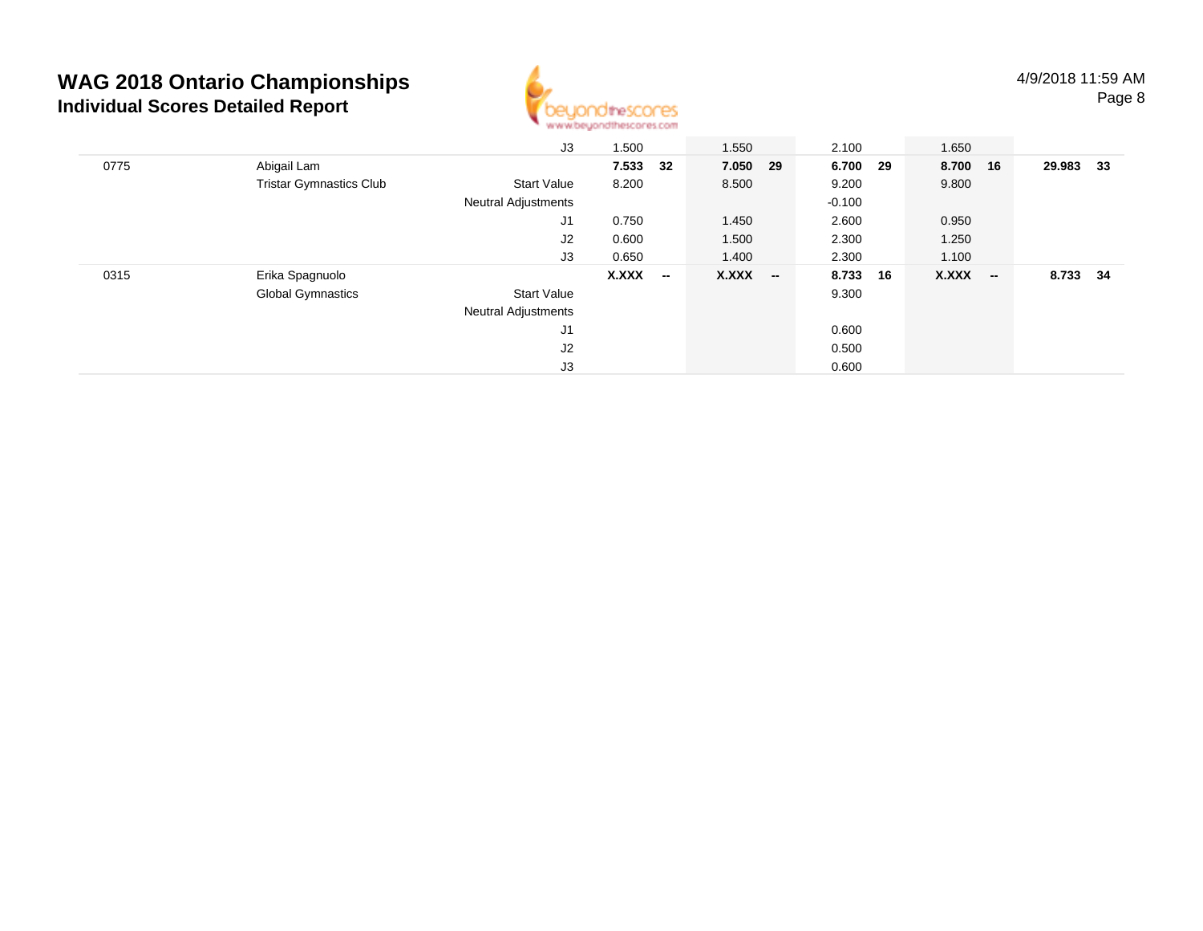# WAG 2018 Ontario Championships
## Individual Scores Detailed Report

4/9/2018 11:59 AM

| | | | | | | | | | | | | |
|---|---|---|---|---|---|---|---|---|---|---|---|---|
| | | J3 | 1.500 | | 1.550 | | 2.100 | | 1.650 | | | |
| 0775 | Abigail Lam | | **7.533** | **32** | **7.050** | **29** | **6.700** | **29** | **8.700** | **16** | **29.983** | **33** |
| | Tristar Gymnastics Club | Start Value | 8.200 | | 8.500 | | 9.200 | | 9.800 | | | |
| | | Neutral Adjustments | | | | | -0.100 | | | | | |
| | | J1 | 0.750 | | 1.450 | | 2.600 | | 0.950 | | | |
| | | J2 | 0.600 | | 1.500 | | 2.300 | | 1.250 | | | |
| | | J3 | 0.650 | | 1.400 | | 2.300 | | 1.100 | | | |
| 0315 | Erika Spagnuolo | | **X.XXX** | **--** | **X.XXX** | **--** | **8.733** | **16** | **X.XXX** | **--** | **8.733** | **34** |
| | Global Gymnastics | Start Value | | | | | 9.300 | | | | | |
| | | Neutral Adjustments | | | | | | | | | | |
| | | J1 | | | | | 0.600 | | | | | |
| | | J2 | | | | | 0.500 | | | | | |
| | | J3 | | | | | 0.600 | | | | | |